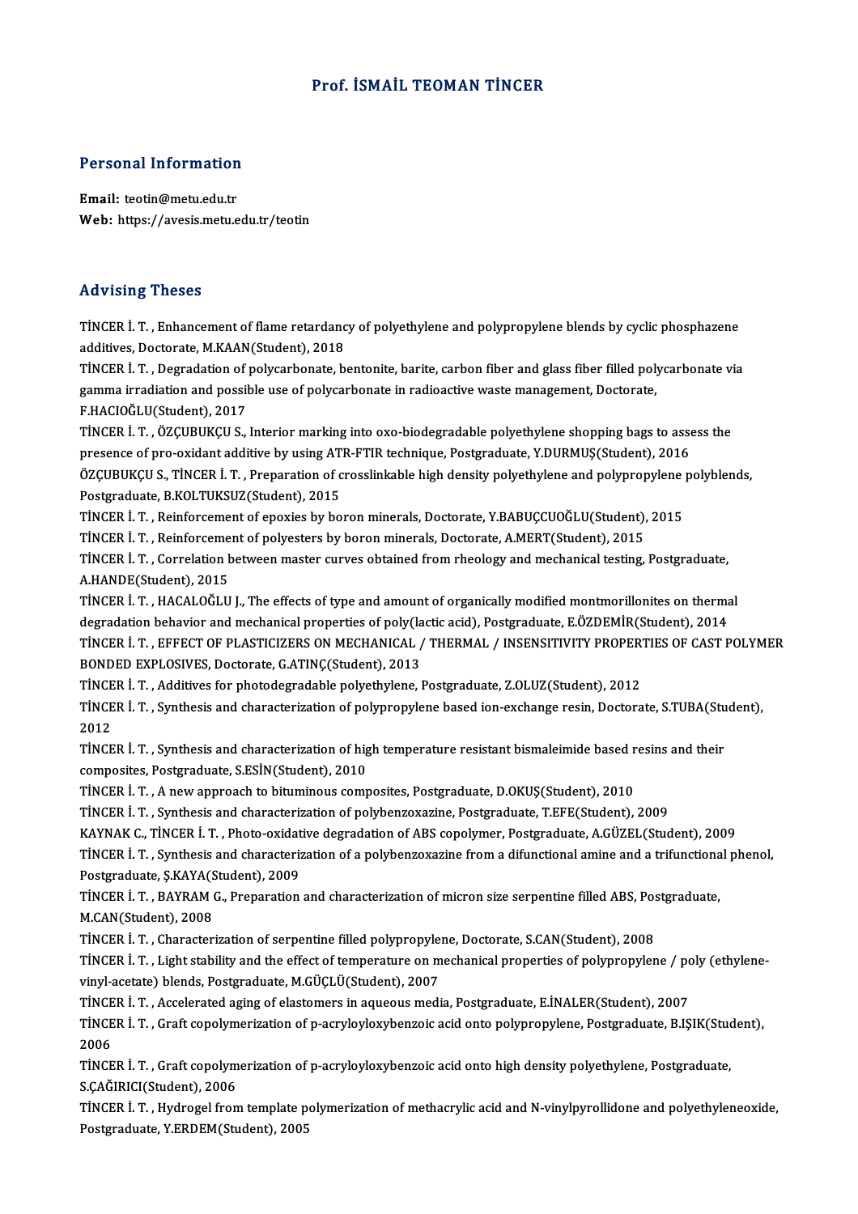# Prof. İSMAİL TEOMAN TİNCER

## Personal Information

**Email:** teotin@metu.edu.tr
**Web:** https://avesis.metu.edu.tr/teotin

## Advising Theses

TİNCER İ. T. , Enhancement of flame retardancy of polyethylene and polypropylene blends by cyclic phosphazene additives, Doctorate, M.KAAN(Student), 2018

TİNCER İ. T. , Degradation of polycarbonate, bentonite, barite, carbon fiber and glass fiber filled polycarbonate via gamma irradiation and possible use of polycarbonate in radioactive waste management, Doctorate, F.HACIOĞLU(Student), 2017

TİNCER İ. T. , ÖZÇUBUKÇU S., Interior marking into oxo-biodegradable polyethylene shopping bags to assess the presence of pro-oxidant additive by using ATR-FTIR technique, Postgraduate, Y.DURMUŞ(Student), 2016

ÖZÇUBUKÇU S., TİNCER İ. T. , Preparation of crosslinkable high density polyethylene and polypropylene polyblends, Postgraduate, B.KOLTUKSUZ(Student), 2015

TİNCER İ. T. , Reinforcement of epoxies by boron minerals, Doctorate, Y.BABUÇCUOĞLU(Student), 2015

TİNCER İ. T. , Reinforcement of polyesters by boron minerals, Doctorate, A.MERT(Student), 2015

TİNCER İ. T. , Correlation between master curves obtained from rheology and mechanical testing, Postgraduate, A.HANDE(Student), 2015

TİNCER İ. T. , HACALOĞLU J., The effects of type and amount of organically modified montmorillonites on thermal degradation behavior and mechanical properties of poly(lactic acid), Postgraduate, E.ÖZDEMİR(Student), 2014

TİNCER İ. T. , EFFECT OF PLASTICIZERS ON MECHANICAL / THERMAL / INSENSITIVITY PROPERTIES OF CAST POLYMER BONDED EXPLOSIVES, Doctorate, G.ATINÇ(Student), 2013

TİNCER İ. T. , Additives for photodegradable polyethylene, Postgraduate, Z.OLUZ(Student), 2012

TİNCER İ. T. , Synthesis and characterization of polypropylene based ion-exchange resin, Doctorate, S.TUBA(Student), 2012

TİNCER İ. T. , Synthesis and characterization of high temperature resistant bismaleimide based resins and their composites, Postgraduate, S.ESİN(Student), 2010

TİNCER İ. T. , A new approach to bituminous composites, Postgraduate, D.OKUŞ(Student), 2010

TİNCER İ. T. , Synthesis and characterization of polybenzoxazine, Postgraduate, T.EFE(Student), 2009

KAYNAK C., TİNCER İ. T. , Photo-oxidative degradation of ABS copolymer, Postgraduate, A.GÜZEL(Student), 2009

TİNCER İ. T. , Synthesis and characterization of a polybenzoxazine from a difunctional amine and a trifunctional phenol, Postgraduate, Ş.KAYA(Student), 2009

TİNCER İ. T. , BAYRAM G., Preparation and characterization of micron size serpentine filled ABS, Postgraduate, M.CAN(Student), 2008

TİNCER İ. T. , Characterization of serpentine filled polypropylene, Doctorate, S.CAN(Student), 2008

TİNCER İ. T. , Light stability and the effect of temperature on mechanical properties of polypropylene / poly (ethylene-vinyl-acetate) blends, Postgraduate, M.GÜÇLÜ(Student), 2007

TİNCER İ. T. , Accelerated aging of elastomers in aqueous media, Postgraduate, E.İNALER(Student), 2007

TİNCER İ. T. , Graft copolymerization of p-acryloyloxybenzoic acid onto polypropylene, Postgraduate, B.IŞIK(Student), 2006

TİNCER İ. T. , Graft copolymerization of p-acryloyloxybenzoic acid onto high density polyethylene, Postgraduate, S.ÇAĞIRICI(Student), 2006

TİNCER İ. T. , Hydrogel from template polymerization of methacrylic acid and N-vinylpyrollidone and polyethyleneoxide, Postgraduate, Y.ERDEM(Student), 2005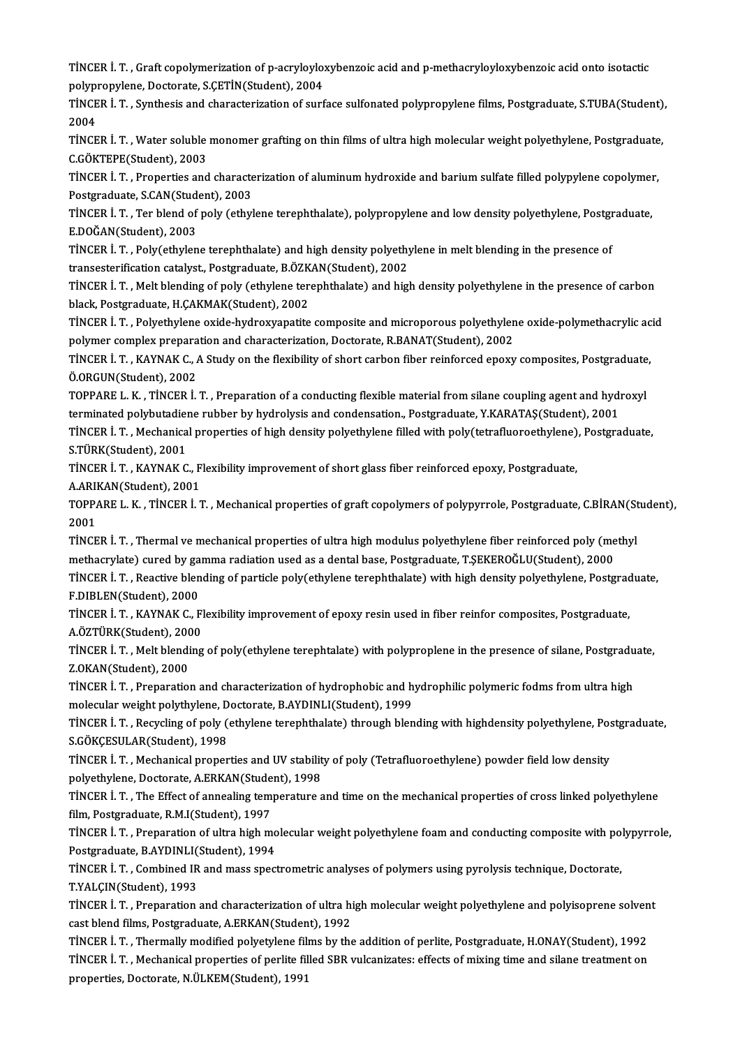TİNCER İ. T. , Graft copolymerization of p-acryloyloxybenzoic acid and p-methacryloyloxybenzoic acid onto isotactic polypropylene, Doctorate, S.ÇETİN(Student), 2004

TİNCER İ. T. , Synthesis and characterization of surface sulfonated polypropylene films, Postgraduate, S.TUBA(Student), 2004

TİNCER İ. T. , Water soluble monomer grafting on thin films of ultra high molecular weight polyethylene, Postgraduate, C.GÖKTEPE(Student), 2003

TİNCER İ. T. , Properties and characterization of aluminum hydroxide and barium sulfate filled polypylene copolymer, Postgraduate, S.CAN(Student), 2003

TİNCER İ. T. , Ter blend of poly (ethylene terephthalate), polypropylene and low density polyethylene, Postgraduate, E.DOĞAN(Student), 2003

TİNCER İ. T. , Poly(ethylene terephthalate) and high density polyethylene in melt blending in the presence of transesterification catalyst., Postgraduate, B.ÖZKAN(Student), 2002

TİNCER İ. T. , Melt blending of poly (ethylene terephthalate) and high density polyethylene in the presence of carbon black, Postgraduate, H.ÇAKMAK(Student), 2002

TİNCER İ. T. , Polyethylene oxide-hydroxyapatite composite and microporous polyethylene oxide-polymethacrylic acid polymer complex preparation and characterization, Doctorate, R.BANAT(Student), 2002

TİNCER İ. T. , KAYNAK C., A Study on the flexibility of short carbon fiber reinforced epoxy composites, Postgraduate, Ö.ORGUN(Student), 2002

TOPPARE L. K. , TİNCER İ. T. , Preparation of a conducting flexible material from silane coupling agent and hydroxyl terminated polybutadiene rubber by hydrolysis and condensation., Postgraduate, Y.KARATAŞ(Student), 2001

TİNCER İ. T. , Mechanical properties of high density polyethylene filled with poly(tetrafluoroethylene), Postgraduate, S.TÜRK(Student), 2001

TİNCER İ. T. , KAYNAK C., Flexibility improvement of short glass fiber reinforced epoxy, Postgraduate, A.ARIKAN(Student), 2001

TOPPARE L. K. , TİNCER İ. T. , Mechanical properties of graft copolymers of polypyrrole, Postgraduate, C.BİRAN(Student), 2001

TİNCER İ. T. , Thermal ve mechanical properties of ultra high modulus polyethylene fiber reinforced poly (methyl methacrylate) cured by gamma radiation used as a dental base, Postgraduate, T.ŞEKEROĞLU(Student), 2000

TİNCER İ. T. , Reactive blending of particle poly(ethylene terephthalate) with high density polyethylene, Postgraduate, F.DIBLEN(Student), 2000

TİNCER İ. T. , KAYNAK C., Flexibility improvement of epoxy resin used in fiber reinfor composites, Postgraduate, A.ÖZTÜRK(Student), 2000

TİNCER İ. T. , Melt blending of poly(ethylene terephtalate) with polyproplene in the presence of silane, Postgraduate, Z.OKAN(Student), 2000

TİNCER İ. T. , Preparation and characterization of hydrophobic and hydrophilic polymeric fodms from ultra high molecular weight polythylene, Doctorate, B.AYDINLI(Student), 1999

TİNCER İ. T. , Recycling of poly (ethylene terephthalate) through blending with highdensity polyethylene, Postgraduate, S.GÖKÇESULAR(Student), 1998

TİNCER İ. T. , Mechanical properties and UV stability of poly (Tetrafluoroethylene) powder field low density polyethylene, Doctorate, A.ERKAN(Student), 1998

TİNCER İ. T. , The Effect of annealing temperature and time on the mechanical properties of cross linked polyethylene film, Postgraduate, R.M.I(Student), 1997

TİNCER İ. T. , Preparation of ultra high molecular weight polyethylene foam and conducting composite with polypyrrole, Postgraduate, B.AYDINLI(Student), 1994

TİNCER İ. T. , Combined IR and mass spectrometric analyses of polymers using pyrolysis technique, Doctorate, T.YALÇIN(Student), 1993

TİNCER İ. T. , Preparation and characterization of ultra high molecular weight polyethylene and polyisoprene solvent cast blend films, Postgraduate, A.ERKAN(Student), 1992

TİNCER İ. T. , Thermally modified polyetylene films by the addition of perlite, Postgraduate, H.ONAY(Student), 1992

TİNCER İ. T. , Mechanical properties of perlite filled SBR vulcanizates: effects of mixing time and silane treatment on properties, Doctorate, N.ÜLKEM(Student), 1991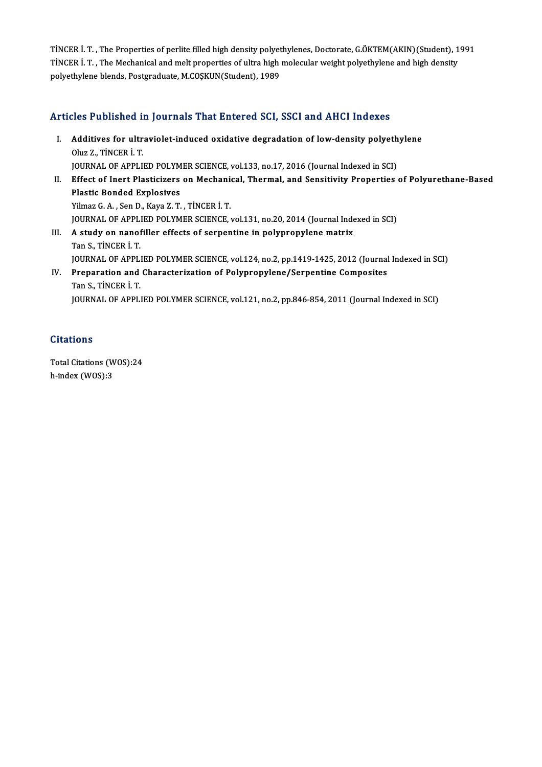TİNCER İ. T. , The Properties of perlite filled high density polyethylenes, Doctorate, G.ÖKTEM(AKIN)(Student), 1991
TİNCER İ. T. , The Mechanical and melt properties of ultra high molecular weight polyethylene and high density polyethylene blends, Postgraduate, M.COŞKUN(Student), 1989

## Articles Published in Journals That Entered SCI, SSCI and AHCI Indexes

I. **Additives for ultraviolet-induced oxidative degradation of low-density polyethylene**
Oluz Z., TİNCER İ. T.
JOURNAL OF APPLIED POLYMER SCIENCE, vol.133, no.17, 2016 (Journal Indexed in SCI)

II. **Effect of Inert Plasticizers on Mechanical, Thermal, and Sensitivity Properties of Polyurethane-Based Plastic Bonded Explosives**
Yilmaz G. A. , Sen D., Kaya Z. T. , TİNCER İ. T.
JOURNAL OF APPLIED POLYMER SCIENCE, vol.131, no.20, 2014 (Journal Indexed in SCI)

III. **A study on nanofiller effects of serpentine in polypropylene matrix**
Tan S., TİNCER İ. T.
JOURNAL OF APPLIED POLYMER SCIENCE, vol.124, no.2, pp.1419-1425, 2012 (Journal Indexed in SCI)

IV. **Preparation and Characterization of Polypropylene/Serpentine Composites**
Tan S., TİNCER İ. T.
JOURNAL OF APPLIED POLYMER SCIENCE, vol.121, no.2, pp.846-854, 2011 (Journal Indexed in SCI)

## Citations

Total Citations (WOS):24
h-index (WOS):3